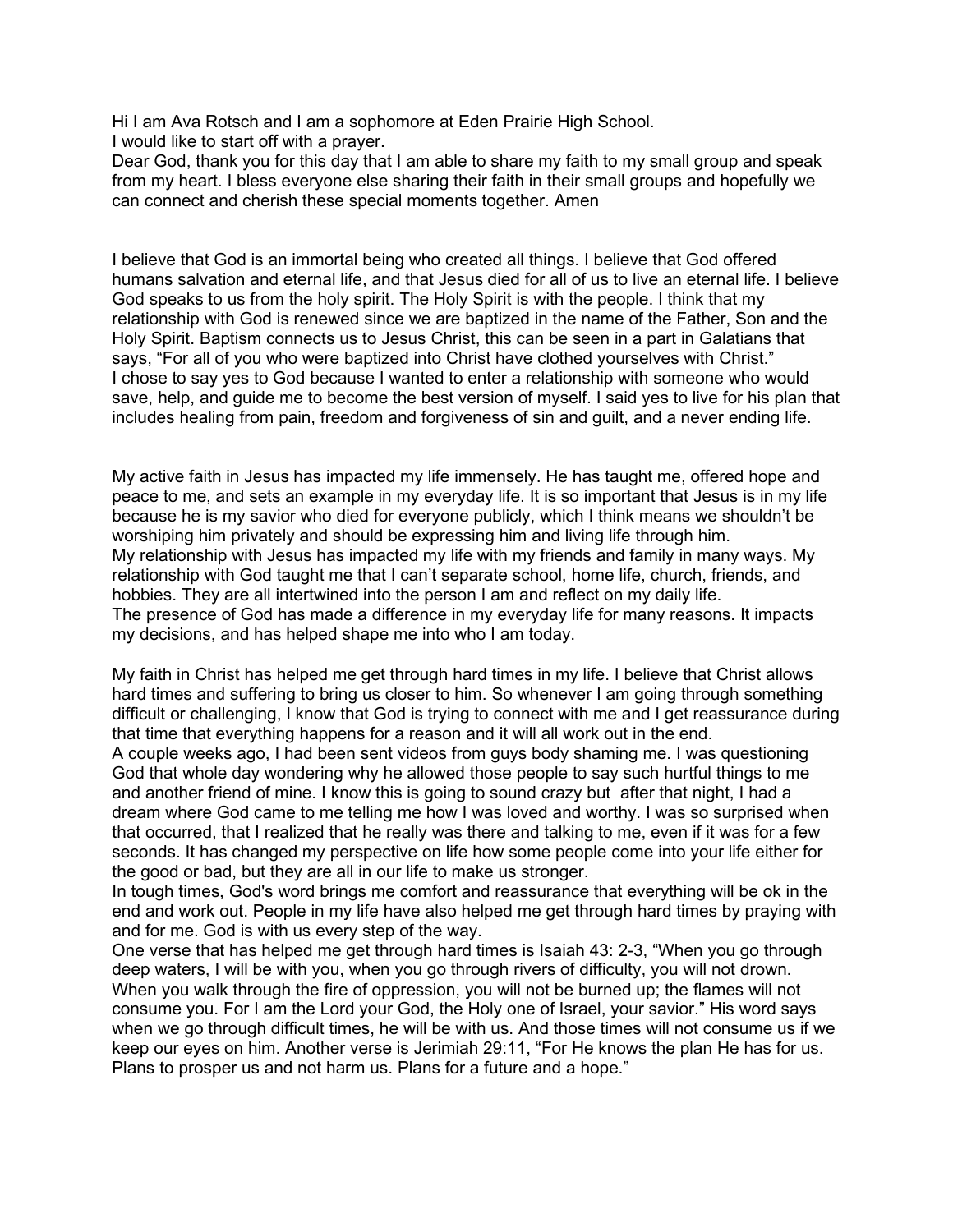Hi I am Ava Rotsch and I am a sophomore at Eden Prairie High School.
I would like to start off with a prayer.
Dear God, thank you for this day that I am able to share my faith to my small group and speak from my heart. I bless everyone else sharing their faith in their small groups and hopefully we can connect and cherish these special moments together. Amen

I believe that God is an immortal being who created all things. I believe that God offered humans salvation and eternal life, and that Jesus died for all of us to live an eternal life. I believe God speaks to us from the holy spirit. The Holy Spirit is with the people. I think that my relationship with God is renewed since we are baptized in the name of the Father, Son and the Holy Spirit. Baptism connects us to Jesus Christ, this can be seen in a part in Galatians that says, “For all of you who were baptized into Christ have clothed yourselves with Christ.”
I chose to say yes to God because I wanted to enter a relationship with someone who would save, help, and guide me to become the best version of myself. I said yes to live for his plan that includes healing from pain, freedom and forgiveness of sin and guilt, and a never ending life.

My active faith in Jesus has impacted my life immensely. He has taught me, offered hope and peace to me, and sets an example in my everyday life. It is so important that Jesus is in my life because he is my savior who died for everyone publicly, which I think means we shouldn’t be worshiping him privately and should be expressing him and living life through him.
My relationship with Jesus has impacted my life with my friends and family in many ways. My relationship with God taught me that I can’t separate school, home life, church, friends, and hobbies. They are all intertwined into the person I am and reflect on my daily life.
The presence of God has made a difference in my everyday life for many reasons. It impacts my decisions, and has helped shape me into who I am today.

My faith in Christ has helped me get through hard times in my life. I believe that Christ allows hard times and suffering to bring us closer to him. So whenever I am going through something difficult or challenging, I know that God is trying to connect with me and I get reassurance during that time that everything happens for a reason and it will all work out in the end.
A couple weeks ago, I had been sent videos from guys body shaming me. I was questioning God that whole day wondering why he allowed those people to say such hurtful things to me and another friend of mine. I know this is going to sound crazy but after that night, I had a dream where God came to me telling me how I was loved and worthy. I was so surprised when that occurred, that I realized that he really was there and talking to me, even if it was for a few seconds. It has changed my perspective on life how some people come into your life either for the good or bad, but they are all in our life to make us stronger.
In tough times, God's word brings me comfort and reassurance that everything will be ok in the end and work out. People in my life have also helped me get through hard times by praying with and for me. God is with us every step of the way.
One verse that has helped me get through hard times is Isaiah 43: 2-3, “When you go through deep waters, I will be with you, when you go through rivers of difficulty, you will not drown. When you walk through the fire of oppression, you will not be burned up; the flames will not consume you. For I am the Lord your God, the Holy one of Israel, your savior.” His word says when we go through difficult times, he will be with us. And those times will not consume us if we keep our eyes on him. Another verse is Jerimiah 29:11, “For He knows the plan He has for us. Plans to prosper us and not harm us. Plans for a future and a hope.”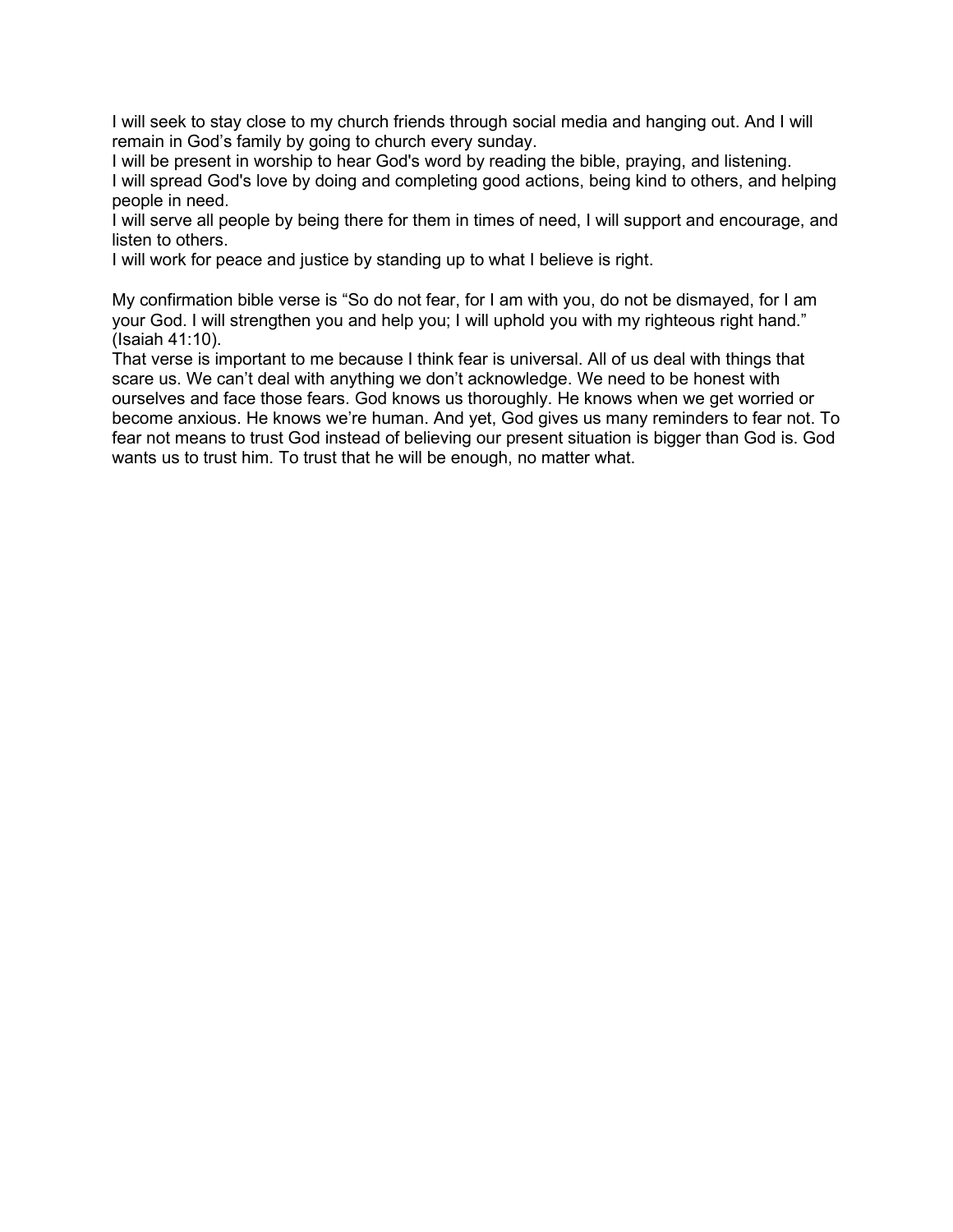I will seek to stay close to my church friends through social media and hanging out. And I will remain in God's family by going to church every sunday.
I will be present in worship to hear God's word by reading the bible, praying, and listening.
I will spread God's love by doing and completing good actions, being kind to others, and helping people in need.
I will serve all people by being there for them in times of need, I will support and encourage, and listen to others.
I will work for peace and justice by standing up to what I believe is right.

My confirmation bible verse is "So do not fear, for I am with you, do not be dismayed, for I am your God. I will strengthen you and help you; I will uphold you with my righteous right hand." (Isaiah 41:10).
That verse is important to me because I think fear is universal. All of us deal with things that scare us. We can't deal with anything we don't acknowledge. We need to be honest with ourselves and face those fears. God knows us thoroughly. He knows when we get worried or become anxious. He knows we're human. And yet, God gives us many reminders to fear not. To fear not means to trust God instead of believing our present situation is bigger than God is. God wants us to trust him. To trust that he will be enough, no matter what.